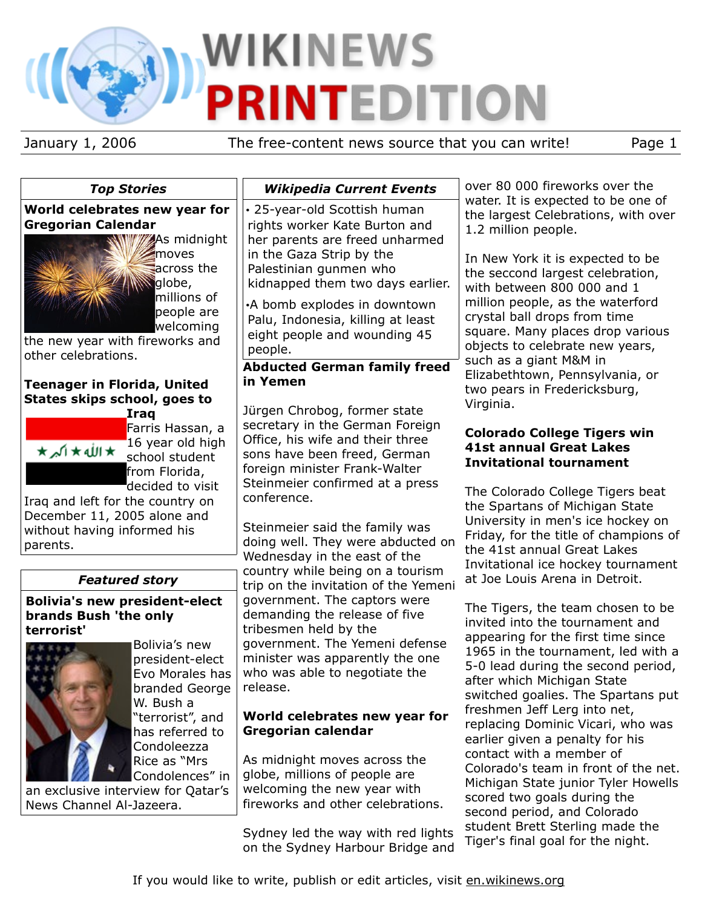# WIKINEWS PRINTEDITION

January 1, 2006 — The free-content news source that you can write!

## *Top Stories*

### World celebrates new year for Gregorian Calendar

As midnight moves across the globe, millions of people are welcoming the new year with fireworks and other celebrations.

### Teenager in Florida, United States skips school, goes to Iraq

Farris Hassan, a 16 year old high school student from Florida, decided to visit Iraq and left for the country on December 11, 2005 alone and without having informed his parents.

## *Featured story*

### Bolivia's new president-elect brands Bush 'the only terrorist'

Bolivia's new president-elect Evo Morales has branded George W. Bush a "terrorist", and has referred to Condoleezza Rice as "Mrs Condolences" in an exclusive interview for Qatar's News Channel Al-Jazeera.

## *Wikipedia Current Events*

- 25-year-old Scottish human rights worker Kate Burton and her parents are freed unharmed in the Gaza Strip by the Palestinian gunmen who kidnapped them two days earlier.
- A bomb explodes in downtown Palu, Indonesia, killing at least eight people and wounding 45 people.

### Abducted German family freed in Yemen

Jürgen Chrobog, former state secretary in the German Foreign Office, his wife and their three sons have been freed, German foreign minister Frank-Walter Steinmeier confirmed at a press conference.

Steinmeier said the family was doing well. They were abducted on Wednesday in the east of the country while being on a tourism trip on the invitation of the Yemeni government. The captors were demanding the release of five tribesmen held by the government. The Yemeni defense minister was apparently the one who was able to negotiate the release.

### World celebrates new year for Gregorian calendar

As midnight moves across the globe, millions of people are welcoming the new year with fireworks and other celebrations.

Sydney led the way with red lights on the Sydney Harbour Bridge and over 80 000 fireworks over the water. It is expected to be one of the largest Celebrations, with over 1.2 million people.

In New York it is expected to be the seccond largest celebration, with between 800 000 and 1 million people, as the waterford crystal ball drops from time square. Many places drop various objects to celebrate new years, such as a giant M&M in Elizabethtown, Pennsylvania, or two pears in Fredericksburg, Virginia.

### Colorado College Tigers win 41st annual Great Lakes Invitational tournament

The Colorado College Tigers beat the Spartans of Michigan State University in men's ice hockey on Friday, for the title of champions of the 41st annual Great Lakes Invitational ice hockey tournament at Joe Louis Arena in Detroit.

The Tigers, the team chosen to be invited into the tournament and appearing for the first time since 1965 in the tournament, led with a 5-0 lead during the second period, after which Michigan State switched goalies. The Spartans put freshmen Jeff Lerg into net, replacing Dominic Vicari, who was earlier given a penalty for his contact with a member of Colorado's team in front of the net. Michigan State junior Tyler Howells scored two goals during the second period, and Colorado student Brett Sterling made the Tiger's final goal for the night.

If you would like to write, publish or edit articles, visit en.wikinews.org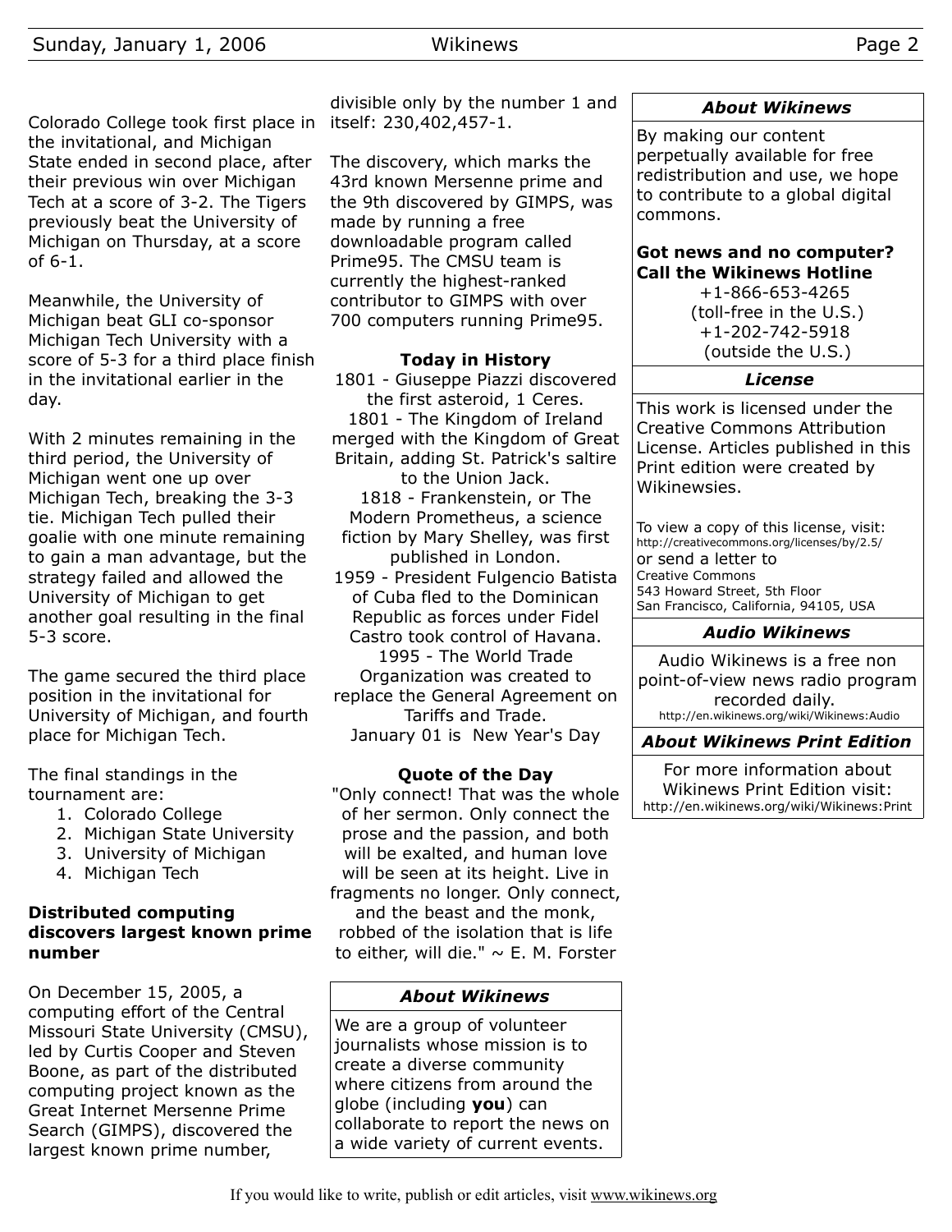Colorado College took first place in the invitational, and Michigan State ended in second place, after their previous win over Michigan Tech at a score of 3-2. The Tigers previously beat the University of Michigan on Thursday, at a score of 6-1.

Meanwhile, the University of Michigan beat GLI co-sponsor Michigan Tech University with a score of 5-3 for a third place finish in the invitational earlier in the day.

With 2 minutes remaining in the third period, the University of Michigan went one up over Michigan Tech, breaking the 3-3 tie. Michigan Tech pulled their goalie with one minute remaining to gain a man advantage, but the strategy failed and allowed the University of Michigan to get another goal resulting in the final 5-3 score.

The game secured the third place position in the invitational for University of Michigan, and fourth place for Michigan Tech.

The final standings in the tournament are:

1. Colorado College
2. Michigan State University
3. University of Michigan
4. Michigan Tech

## Distributed computing discovers largest known prime number

On December 15, 2005, a computing effort of the Central Missouri State University (CMSU), led by Curtis Cooper and Steven Boone, as part of the distributed computing project known as the Great Internet Mersenne Prime Search (GIMPS), discovered the largest known prime number, divisible only by the number 1 and itself: 230,402,457-1.

The discovery, which marks the 43rd known Mersenne prime and the 9th discovered by GIMPS, was made by running a free downloadable program called Prime95. The CMSU team is currently the highest-ranked contributor to GIMPS with over 700 computers running Prime95.

### Today in History

1801 - Giuseppe Piazzi discovered the first asteroid, 1 Ceres.
1801 - The Kingdom of Ireland merged with the Kingdom of Great Britain, adding St. Patrick's saltire to the Union Jack.
1818 - Frankenstein, or The Modern Prometheus, a science fiction by Mary Shelley, was first published in London.
1959 - President Fulgencio Batista of Cuba fled to the Dominican Republic as forces under Fidel Castro took control of Havana.
1995 - The World Trade Organization was created to replace the General Agreement on Tariffs and Trade.
January 01 is New Year's Day

### Quote of the Day

"Only connect! That was the whole of her sermon. Only connect the prose and the passion, and both will be exalted, and human love will be seen at its height. Live in fragments no longer. Only connect, and the beast and the monk, robbed of the isolation that is life to either, will die." ~ E. M. Forster

### *About Wikinews*

We are a group of volunteer journalists whose mission is to create a diverse community where citizens from around the globe (including **you**) can collaborate to report the news on a wide variety of current events.

### *About Wikinews*

By making our content perpetually available for free redistribution and use, we hope to contribute to a global digital commons.

**Got news and no computer? Call the Wikinews Hotline**
+1-866-653-4265
(toll-free in the U.S.)
+1-202-742-5918
(outside the U.S.)

### *License*

This work is licensed under the Creative Commons Attribution License. Articles published in this Print edition were created by Wikinewsies.

To view a copy of this license, visit:
http://creativecommons.org/licenses/by/2.5/
or send a letter to
Creative Commons
543 Howard Street, 5th Floor
San Francisco, California, 94105, USA

### *Audio Wikinews*

Audio Wikinews is a free non point-of-view news radio program recorded daily.
http://en.wikinews.org/wiki/Wikinews:Audio

### *About Wikinews Print Edition*

For more information about Wikinews Print Edition visit:
http://en.wikinews.org/wiki/Wikinews:Print

If you would like to write, publish or edit articles, visit www.wikinews.org